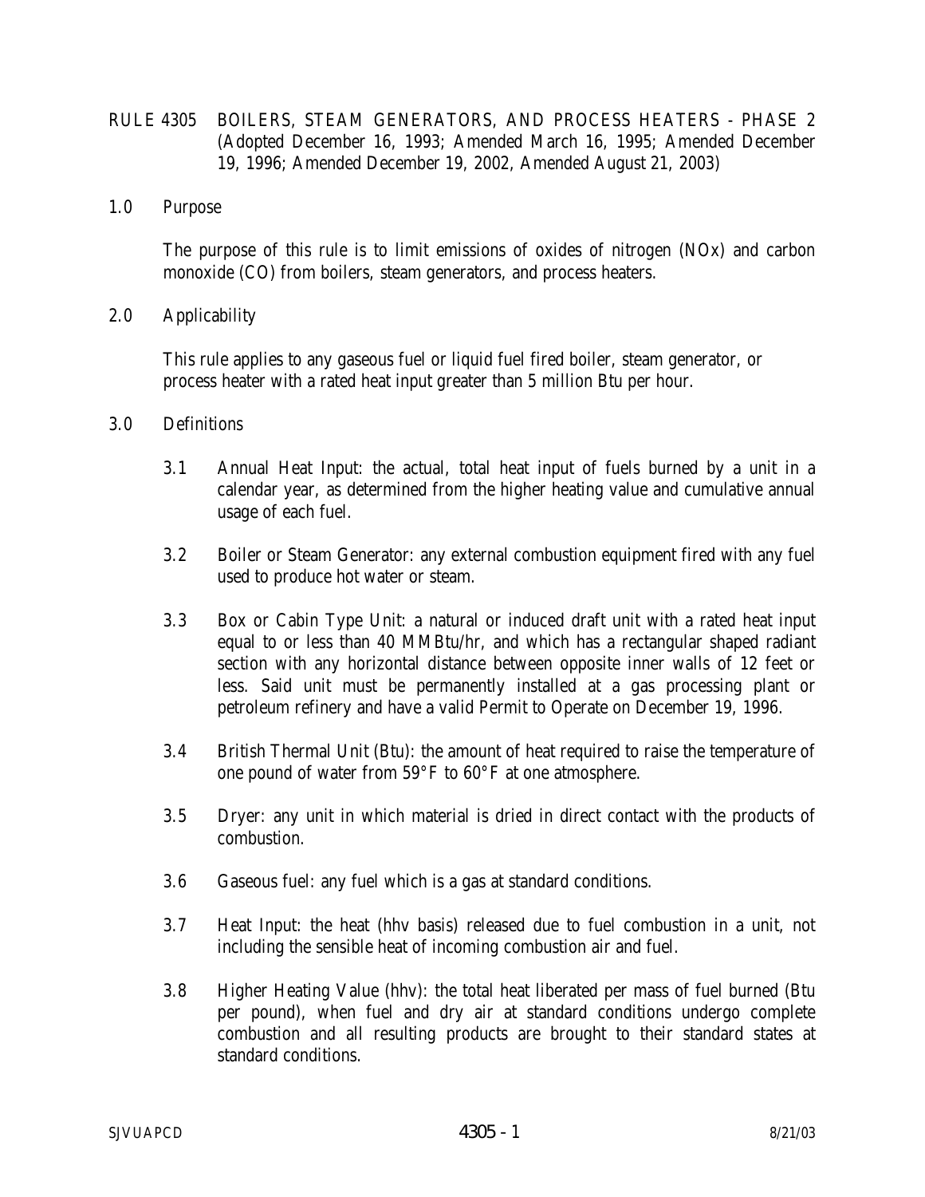# RULE 4305 BOILERS, STEAM GENERATORS, AND PROCESS HEATERS - PHASE 2

(Adopted December 16, 1993; Amended March 16, 1995; Amended December 19, 1996; Amended December 19, 2002, Amended August 21, 2003)

## 1.0 Purpose

The purpose of this rule is to limit emissions of oxides of nitrogen (NOx) and carbon monoxide (CO) from boilers, steam generators, and process heaters.

## 2.0 Applicability

This rule applies to any gaseous fuel or liquid fuel fired boiler, steam generator, or process heater with a rated heat input greater than 5 million Btu per hour.

## 3.0 Definitions

3.1 Annual Heat Input: the actual, total heat input of fuels burned by a unit in a calendar year, as determined from the higher heating value and cumulative annual usage of each fuel.

3.2 Boiler or Steam Generator: any external combustion equipment fired with any fuel used to produce hot water or steam.

3.3 Box or Cabin Type Unit: a natural or induced draft unit with a rated heat input equal to or less than 40 MMBtu/hr, and which has a rectangular shaped radiant section with any horizontal distance between opposite inner walls of 12 feet or less. Said unit must be permanently installed at a gas processing plant or petroleum refinery and have a valid Permit to Operate on December 19, 1996.

3.4 British Thermal Unit (Btu): the amount of heat required to raise the temperature of one pound of water from 59°F to 60°F at one atmosphere.

3.5 Dryer: any unit in which material is dried in direct contact with the products of combustion.

3.6 Gaseous fuel: any fuel which is a gas at standard conditions.

3.7 Heat Input: the heat (hhv basis) released due to fuel combustion in a unit, not including the sensible heat of incoming combustion air and fuel.

3.8 Higher Heating Value (hhv): the total heat liberated per mass of fuel burned (Btu per pound), when fuel and dry air at standard conditions undergo complete combustion and all resulting products are brought to their standard states at standard conditions.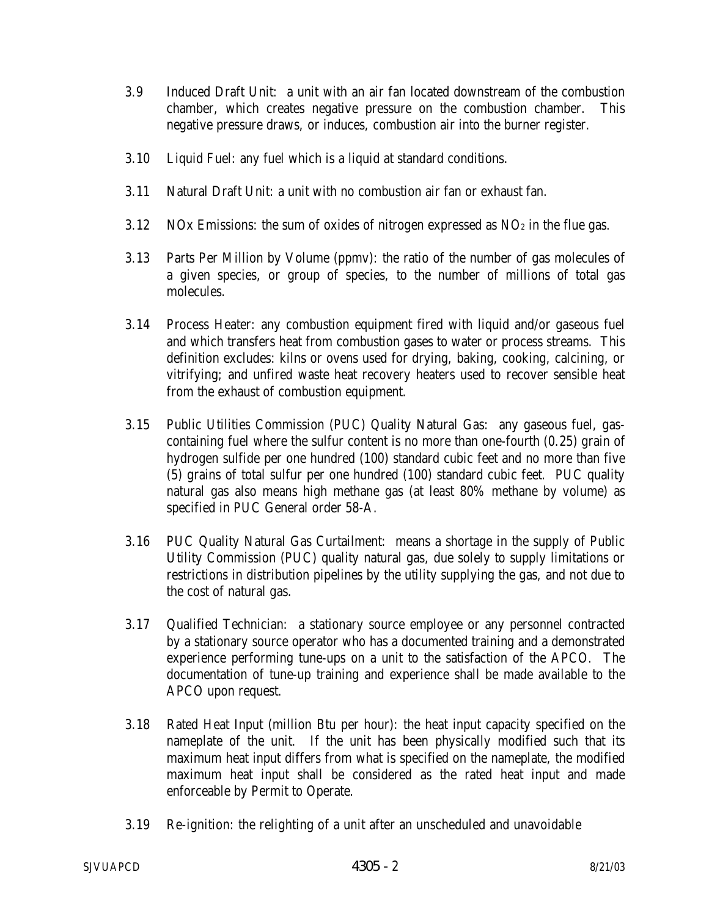3.9 Induced Draft Unit: a unit with an air fan located downstream of the combustion chamber, which creates negative pressure on the combustion chamber. This negative pressure draws, or induces, combustion air into the burner register.

3.10 Liquid Fuel: any fuel which is a liquid at standard conditions.

3.11 Natural Draft Unit: a unit with no combustion air fan or exhaust fan.

3.12 NOx Emissions: the sum of oxides of nitrogen expressed as $NO_2$ in the flue gas.

3.13 Parts Per Million by Volume (ppmv): the ratio of the number of gas molecules of a given species, or group of species, to the number of millions of total gas molecules.

3.14 Process Heater: any combustion equipment fired with liquid and/or gaseous fuel and which transfers heat from combustion gases to water or process streams. This definition excludes: kilns or ovens used for drying, baking, cooking, calcining, or vitrifying; and unfired waste heat recovery heaters used to recover sensible heat from the exhaust of combustion equipment.

3.15 Public Utilities Commission (PUC) Quality Natural Gas: any gaseous fuel, gas-containing fuel where the sulfur content is no more than one-fourth (0.25) grain of hydrogen sulfide per one hundred (100) standard cubic feet and no more than five (5) grains of total sulfur per one hundred (100) standard cubic feet. PUC quality natural gas also means high methane gas (at least 80% methane by volume) as specified in PUC General order 58-A.

3.16 PUC Quality Natural Gas Curtailment: means a shortage in the supply of Public Utility Commission (PUC) quality natural gas, due solely to supply limitations or restrictions in distribution pipelines by the utility supplying the gas, and not due to the cost of natural gas.

3.17 Qualified Technician: a stationary source employee or any personnel contracted by a stationary source operator who has a documented training and a demonstrated experience performing tune-ups on a unit to the satisfaction of the APCO. The documentation of tune-up training and experience shall be made available to the APCO upon request.

3.18 Rated Heat Input (million Btu per hour): the heat input capacity specified on the nameplate of the unit. If the unit has been physically modified such that its maximum heat input differs from what is specified on the nameplate, the modified maximum heat input shall be considered as the rated heat input and made enforceable by Permit to Operate.

3.19 Re-ignition: the relighting of a unit after an unscheduled and unavoidable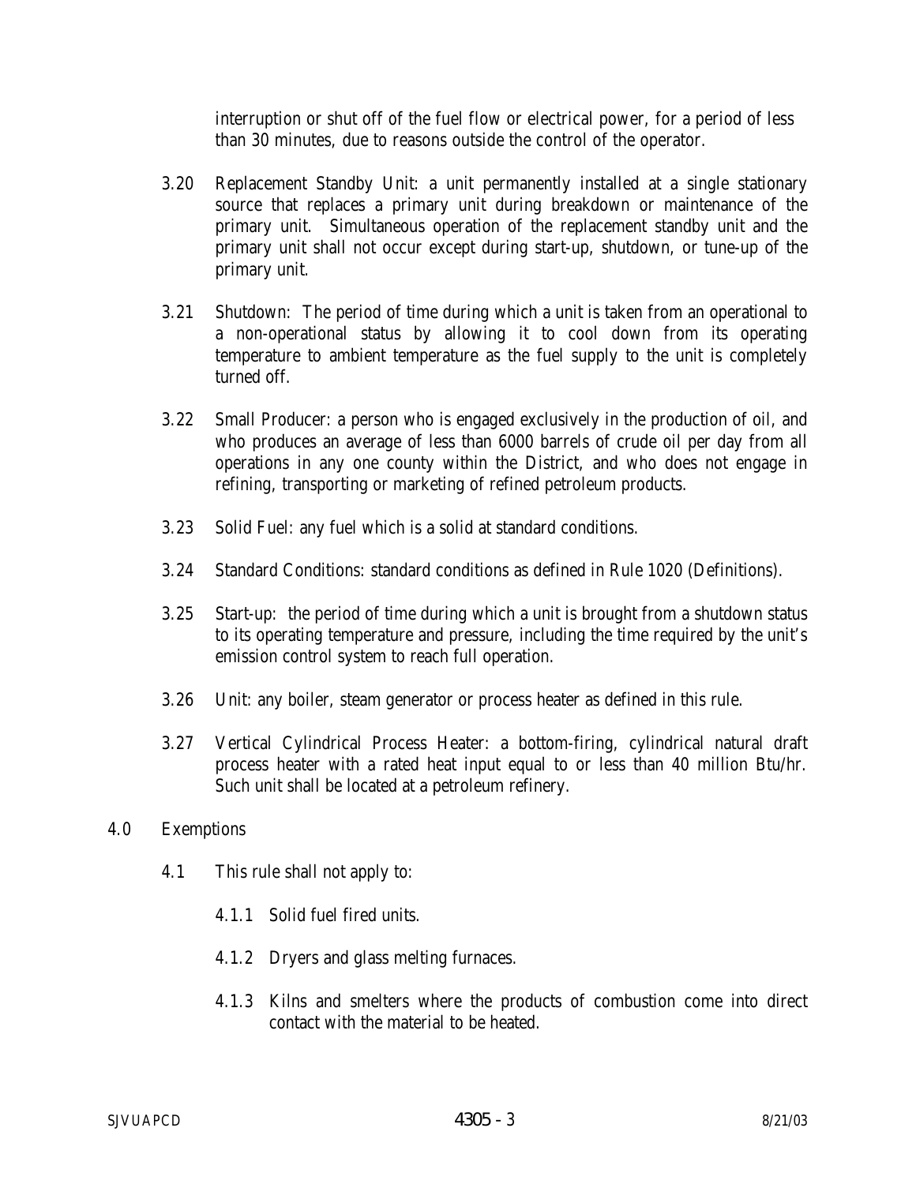interruption or shut off of the fuel flow or electrical power, for a period of less than 30 minutes, due to reasons outside the control of the operator.

3.20 Replacement Standby Unit: a unit permanently installed at a single stationary source that replaces a primary unit during breakdown or maintenance of the primary unit. Simultaneous operation of the replacement standby unit and the primary unit shall not occur except during start-up, shutdown, or tune-up of the primary unit.

3.21 Shutdown: The period of time during which a unit is taken from an operational to a non-operational status by allowing it to cool down from its operating temperature to ambient temperature as the fuel supply to the unit is completely turned off.

3.22 Small Producer: a person who is engaged exclusively in the production of oil, and who produces an average of less than 6000 barrels of crude oil per day from all operations in any one county within the District, and who does not engage in refining, transporting or marketing of refined petroleum products.

3.23 Solid Fuel: any fuel which is a solid at standard conditions.

3.24 Standard Conditions: standard conditions as defined in Rule 1020 (Definitions).

3.25 Start-up: the period of time during which a unit is brought from a shutdown status to its operating temperature and pressure, including the time required by the unit's emission control system to reach full operation.

3.26 Unit: any boiler, steam generator or process heater as defined in this rule.

3.27 Vertical Cylindrical Process Heater: a bottom-firing, cylindrical natural draft process heater with a rated heat input equal to or less than 40 million Btu/hr. Such unit shall be located at a petroleum refinery.

## 4.0 Exemptions

4.1 This rule shall not apply to:

4.1.1 Solid fuel fired units.

4.1.2 Dryers and glass melting furnaces.

4.1.3 Kilns and smelters where the products of combustion come into direct contact with the material to be heated.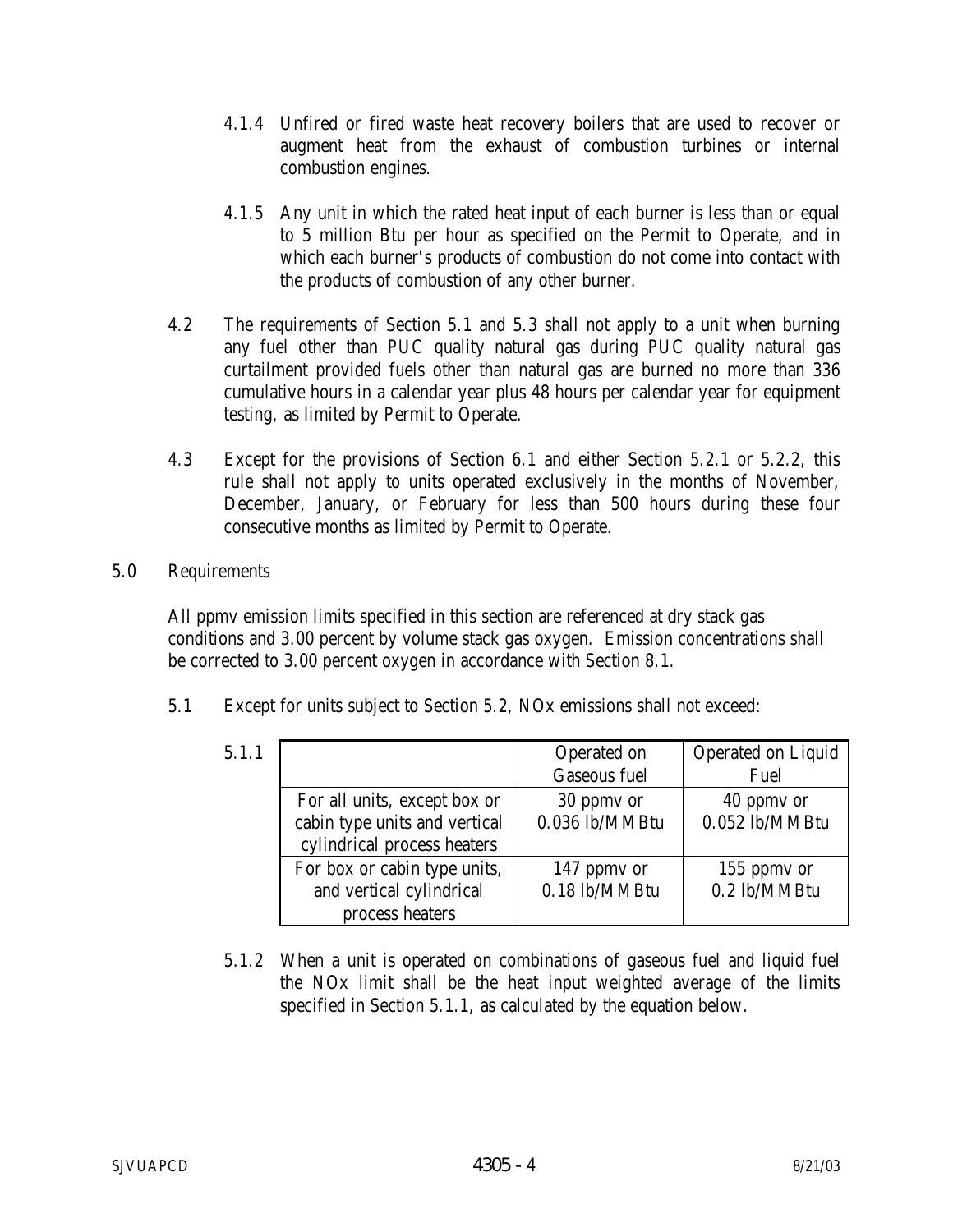4.1.4 Unfired or fired waste heat recovery boilers that are used to recover or augment heat from the exhaust of combustion turbines or internal combustion engines.

4.1.5 Any unit in which the rated heat input of each burner is less than or equal to 5 million Btu per hour as specified on the Permit to Operate, and in which each burner's products of combustion do not come into contact with the products of combustion of any other burner.

4.2 The requirements of Section 5.1 and 5.3 shall not apply to a unit when burning any fuel other than PUC quality natural gas during PUC quality natural gas curtailment provided fuels other than natural gas are burned no more than 336 cumulative hours in a calendar year plus 48 hours per calendar year for equipment testing, as limited by Permit to Operate.

4.3 Except for the provisions of Section 6.1 and either Section 5.2.1 or 5.2.2, this rule shall not apply to units operated exclusively in the months of November, December, January, or February for less than 500 hours during these four consecutive months as limited by Permit to Operate.

## 5.0 Requirements

All ppmv emission limits specified in this section are referenced at dry stack gas conditions and 3.00 percent by volume stack gas oxygen. Emission concentrations shall be corrected to 3.00 percent oxygen in accordance with Section 8.1.

5.1 Except for units subject to Section 5.2, NOx emissions shall not exceed:

5.1.1

| | Operated on Gaseous fuel | Operated on Liquid Fuel |
|---|---|---|
| For all units, except box or cabin type units and vertical cylindrical process heaters | 30 ppmv or 0.036 lb/MMBtu | 40 ppmv or 0.052 lb/MMBtu |
| For box or cabin type units, and vertical cylindrical process heaters | 147 ppmv or 0.18 lb/MMBtu | 155 ppmv or 0.2 lb/MMBtu |

5.1.2 When a unit is operated on combinations of gaseous fuel and liquid fuel the NOx limit shall be the heat input weighted average of the limits specified in Section 5.1.1, as calculated by the equation below.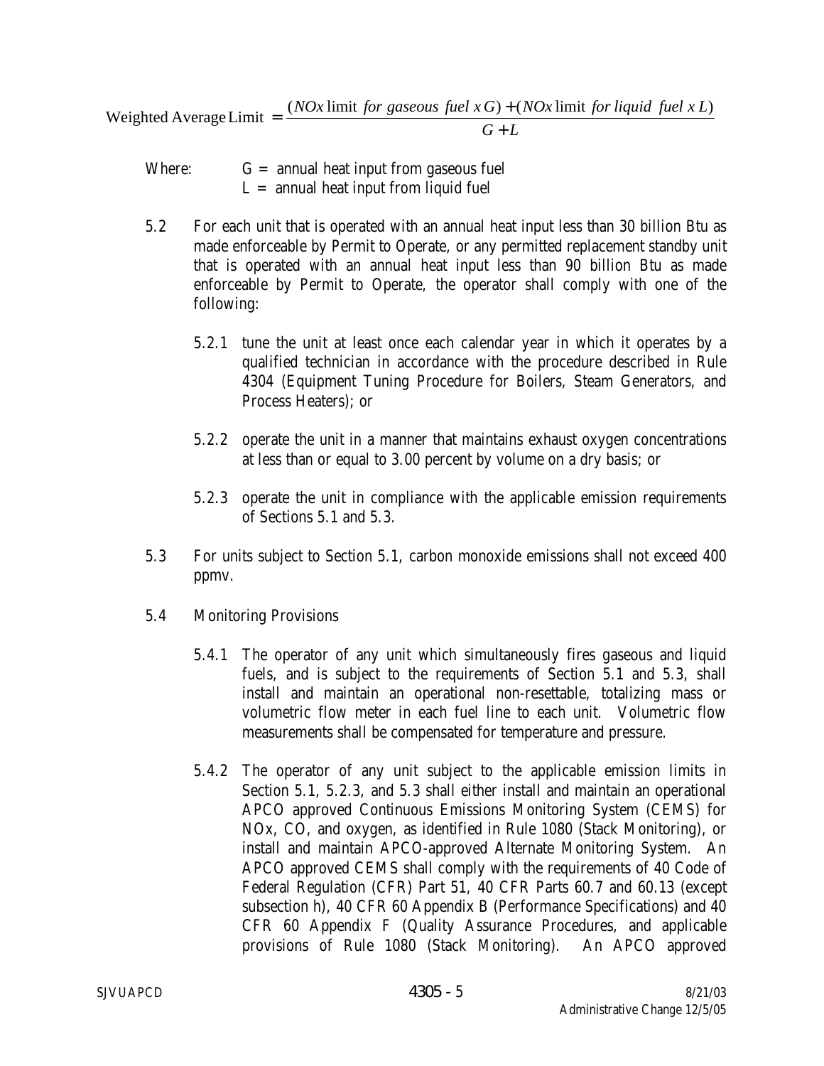$$\text{Weighted Average Limit } = \frac{(NOx \text{ limit } \mathit{for\ gaseous\ fuel\ x\ G}) + (NOx \text{ limit } \mathit{for\ liquid\ fuel\ x\ L})}{G + L}$$

Where: G = annual heat input from gaseous fuel
L = annual heat input from liquid fuel

5.2 For each unit that is operated with an annual heat input less than 30 billion Btu as made enforceable by Permit to Operate, or any permitted replacement standby unit that is operated with an annual heat input less than 90 billion Btu as made enforceable by Permit to Operate, the operator shall comply with one of the following:

5.2.1 tune the unit at least once each calendar year in which it operates by a qualified technician in accordance with the procedure described in Rule 4304 (Equipment Tuning Procedure for Boilers, Steam Generators, and Process Heaters); or

5.2.2 operate the unit in a manner that maintains exhaust oxygen concentrations at less than or equal to 3.00 percent by volume on a dry basis; or

5.2.3 operate the unit in compliance with the applicable emission requirements of Sections 5.1 and 5.3.

5.3 For units subject to Section 5.1, carbon monoxide emissions shall not exceed 400 ppmv.

5.4 Monitoring Provisions

5.4.1 The operator of any unit which simultaneously fires gaseous and liquid fuels, and is subject to the requirements of Section 5.1 and 5.3, shall install and maintain an operational non-resettable, totalizing mass or volumetric flow meter in each fuel line to each unit. Volumetric flow measurements shall be compensated for temperature and pressure.

5.4.2 The operator of any unit subject to the applicable emission limits in Section 5.1, 5.2.3, and 5.3 shall either install and maintain an operational APCO approved Continuous Emissions Monitoring System (CEMS) for NOx, CO, and oxygen, as identified in Rule 1080 (Stack Monitoring), or install and maintain APCO-approved Alternate Monitoring System. An APCO approved CEMS shall comply with the requirements of 40 Code of Federal Regulation (CFR) Part 51, 40 CFR Parts 60.7 and 60.13 (except subsection h), 40 CFR 60 Appendix B (Performance Specifications) and 40 CFR 60 Appendix F (Quality Assurance Procedures, and applicable provisions of Rule 1080 (Stack Monitoring). An APCO approved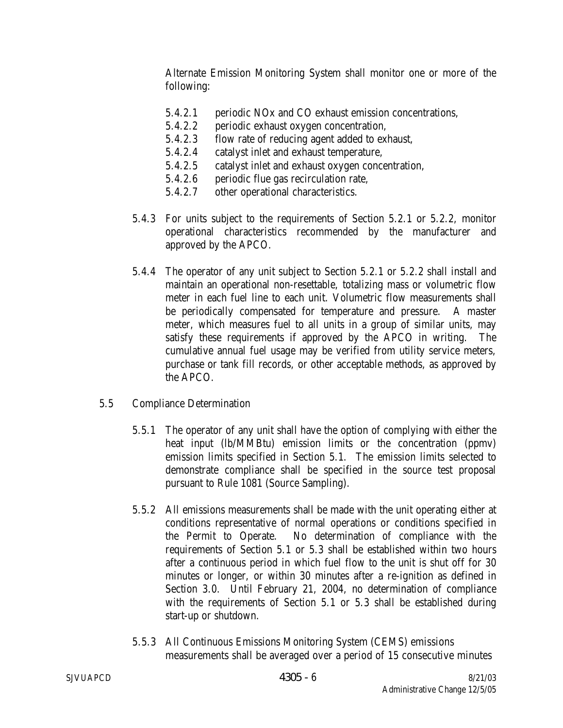Alternate Emission Monitoring System shall monitor one or more of the following:

5.4.2.1 periodic NOx and CO exhaust emission concentrations,
5.4.2.2 periodic exhaust oxygen concentration,
5.4.2.3 flow rate of reducing agent added to exhaust,
5.4.2.4 catalyst inlet and exhaust temperature,
5.4.2.5 catalyst inlet and exhaust oxygen concentration,
5.4.2.6 periodic flue gas recirculation rate,
5.4.2.7 other operational characteristics.

5.4.3 For units subject to the requirements of Section 5.2.1 or 5.2.2, monitor operational characteristics recommended by the manufacturer and approved by the APCO.

5.4.4 The operator of any unit subject to Section 5.2.1 or 5.2.2 shall install and maintain an operational non-resettable, totalizing mass or volumetric flow meter in each fuel line to each unit. Volumetric flow measurements shall be periodically compensated for temperature and pressure. A master meter, which measures fuel to all units in a group of similar units, may satisfy these requirements if approved by the APCO in writing. The cumulative annual fuel usage may be verified from utility service meters, purchase or tank fill records, or other acceptable methods, as approved by the APCO.

5.5 Compliance Determination

5.5.1 The operator of any unit shall have the option of complying with either the heat input (lb/MMBtu) emission limits or the concentration (ppmv) emission limits specified in Section 5.1. The emission limits selected to demonstrate compliance shall be specified in the source test proposal pursuant to Rule 1081 (Source Sampling).

5.5.2 All emissions measurements shall be made with the unit operating either at conditions representative of normal operations or conditions specified in the Permit to Operate. No determination of compliance with the requirements of Section 5.1 or 5.3 shall be established within two hours after a continuous period in which fuel flow to the unit is shut off for 30 minutes or longer, or within 30 minutes after a re-ignition as defined in Section 3.0. Until February 21, 2004, no determination of compliance with the requirements of Section 5.1 or 5.3 shall be established during start-up or shutdown.

5.5.3 All Continuous Emissions Monitoring System (CEMS) emissions measurements shall be averaged over a period of 15 consecutive minutes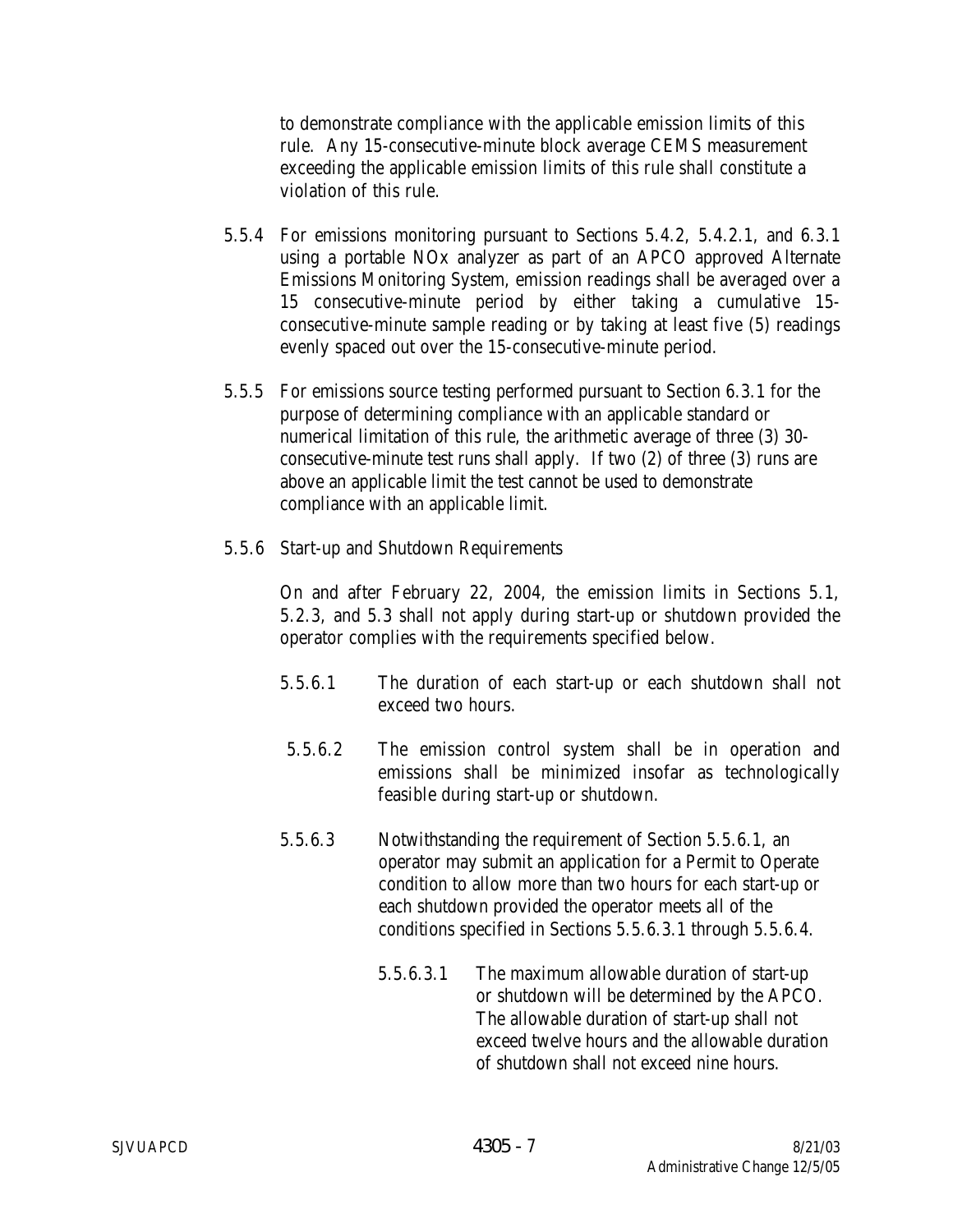to demonstrate compliance with the applicable emission limits of this rule. Any 15-consecutive-minute block average CEMS measurement exceeding the applicable emission limits of this rule shall constitute a violation of this rule.

5.5.4 For emissions monitoring pursuant to Sections 5.4.2, 5.4.2.1, and 6.3.1 using a portable NOx analyzer as part of an APCO approved Alternate Emissions Monitoring System, emission readings shall be averaged over a 15 consecutive-minute period by either taking a cumulative 15-consecutive-minute sample reading or by taking at least five (5) readings evenly spaced out over the 15-consecutive-minute period.

5.5.5 For emissions source testing performed pursuant to Section 6.3.1 for the purpose of determining compliance with an applicable standard or numerical limitation of this rule, the arithmetic average of three (3) 30-consecutive-minute test runs shall apply. If two (2) of three (3) runs are above an applicable limit the test cannot be used to demonstrate compliance with an applicable limit.

5.5.6 Start-up and Shutdown Requirements

On and after February 22, 2004, the emission limits in Sections 5.1, 5.2.3, and 5.3 shall not apply during start-up or shutdown provided the operator complies with the requirements specified below.

5.5.6.1 The duration of each start-up or each shutdown shall not exceed two hours.

5.5.6.2 The emission control system shall be in operation and emissions shall be minimized insofar as technologically feasible during start-up or shutdown.

5.5.6.3 Notwithstanding the requirement of Section 5.5.6.1, an operator may submit an application for a Permit to Operate condition to allow more than two hours for each start-up or each shutdown provided the operator meets all of the conditions specified in Sections 5.5.6.3.1 through 5.5.6.4.

5.5.6.3.1 The maximum allowable duration of start-up or shutdown will be determined by the APCO. The allowable duration of start-up shall not exceed twelve hours and the allowable duration of shutdown shall not exceed nine hours.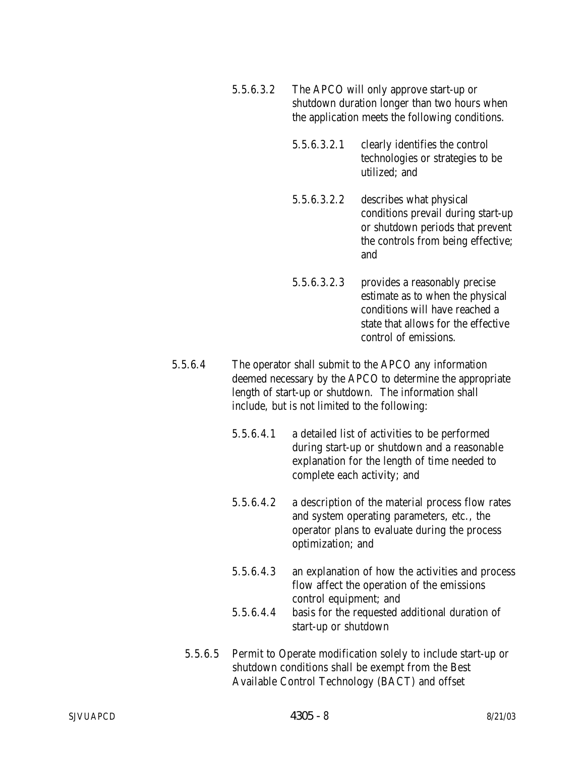5.5.6.3.2 The APCO will only approve start-up or shutdown duration longer than two hours when the application meets the following conditions.

5.5.6.3.2.1 clearly identifies the control technologies or strategies to be utilized; and

5.5.6.3.2.2 describes what physical conditions prevail during start-up or shutdown periods that prevent the controls from being effective; and

5.5.6.3.2.3 provides a reasonably precise estimate as to when the physical conditions will have reached a state that allows for the effective control of emissions.

5.5.6.4 The operator shall submit to the APCO any information deemed necessary by the APCO to determine the appropriate length of start-up or shutdown. The information shall include, but is not limited to the following:

5.5.6.4.1 a detailed list of activities to be performed during start-up or shutdown and a reasonable explanation for the length of time needed to complete each activity; and

5.5.6.4.2 a description of the material process flow rates and system operating parameters, etc., the operator plans to evaluate during the process optimization; and

5.5.6.4.3 an explanation of how the activities and process flow affect the operation of the emissions control equipment; and

5.5.6.4.4 basis for the requested additional duration of start-up or shutdown

5.5.6.5 Permit to Operate modification solely to include start-up or shutdown conditions shall be exempt from the Best Available Control Technology (BACT) and offset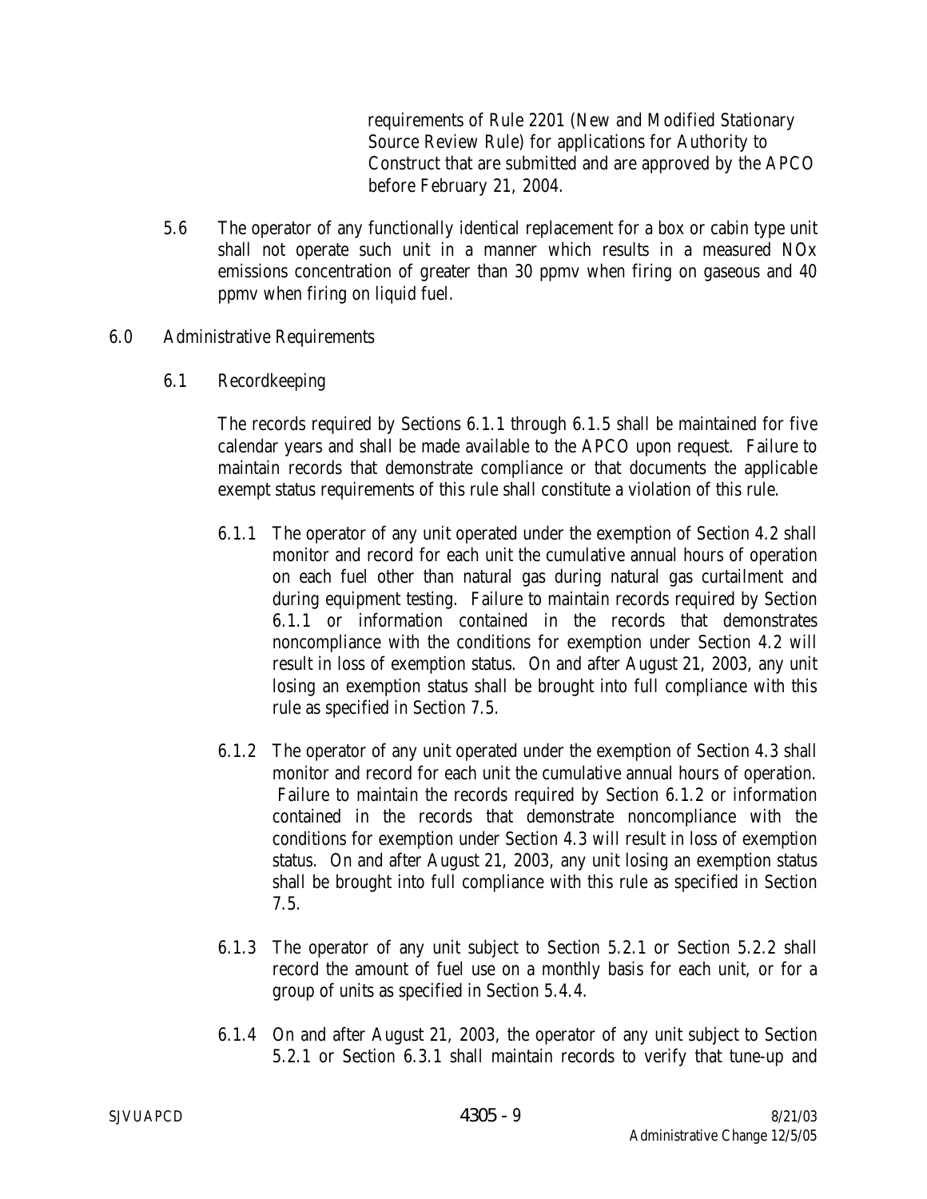requirements of Rule 2201 (New and Modified Stationary Source Review Rule) for applications for Authority to Construct that are submitted and are approved by the APCO before February 21, 2004.

5.6 The operator of any functionally identical replacement for a box or cabin type unit shall not operate such unit in a manner which results in a measured NOx emissions concentration of greater than 30 ppmv when firing on gaseous and 40 ppmv when firing on liquid fuel.

## 6.0 Administrative Requirements

### 6.1 Recordkeeping

The records required by Sections 6.1.1 through 6.1.5 shall be maintained for five calendar years and shall be made available to the APCO upon request. Failure to maintain records that demonstrate compliance or that documents the applicable exempt status requirements of this rule shall constitute a violation of this rule.

6.1.1 The operator of any unit operated under the exemption of Section 4.2 shall monitor and record for each unit the cumulative annual hours of operation on each fuel other than natural gas during natural gas curtailment and during equipment testing. Failure to maintain records required by Section 6.1.1 or information contained in the records that demonstrates noncompliance with the conditions for exemption under Section 4.2 will result in loss of exemption status. On and after August 21, 2003, any unit losing an exemption status shall be brought into full compliance with this rule as specified in Section 7.5.

6.1.2 The operator of any unit operated under the exemption of Section 4.3 shall monitor and record for each unit the cumulative annual hours of operation. Failure to maintain the records required by Section 6.1.2 or information contained in the records that demonstrate noncompliance with the conditions for exemption under Section 4.3 will result in loss of exemption status. On and after August 21, 2003, any unit losing an exemption status shall be brought into full compliance with this rule as specified in Section 7.5.

6.1.3 The operator of any unit subject to Section 5.2.1 or Section 5.2.2 shall record the amount of fuel use on a monthly basis for each unit, or for a group of units as specified in Section 5.4.4.

6.1.4 On and after August 21, 2003, the operator of any unit subject to Section 5.2.1 or Section 6.3.1 shall maintain records to verify that tune-up and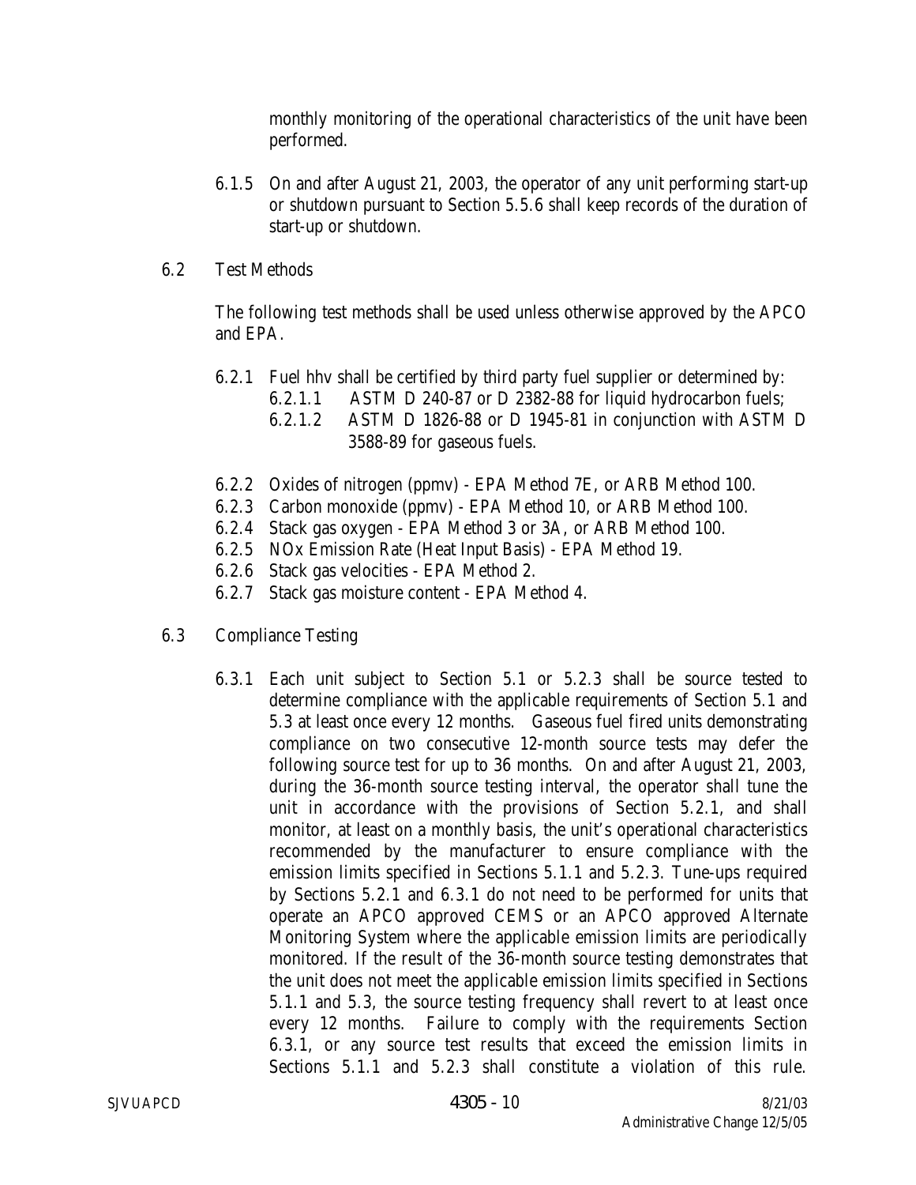monthly monitoring of the operational characteristics of the unit have been performed.

6.1.5 On and after August 21, 2003, the operator of any unit performing start-up or shutdown pursuant to Section 5.5.6 shall keep records of the duration of start-up or shutdown.

6.2 Test Methods

The following test methods shall be used unless otherwise approved by the APCO and EPA.

6.2.1 Fuel hhv shall be certified by third party fuel supplier or determined by:

6.2.1.1 ASTM D 240-87 or D 2382-88 for liquid hydrocarbon fuels;

6.2.1.2 ASTM D 1826-88 or D 1945-81 in conjunction with ASTM D 3588-89 for gaseous fuels.

6.2.2 Oxides of nitrogen (ppmv) - EPA Method 7E, or ARB Method 100.

6.2.3 Carbon monoxide (ppmv) - EPA Method 10, or ARB Method 100.

6.2.4 Stack gas oxygen - EPA Method 3 or 3A, or ARB Method 100.

6.2.5 NOx Emission Rate (Heat Input Basis) - EPA Method 19.

6.2.6 Stack gas velocities - EPA Method 2.

6.2.7 Stack gas moisture content - EPA Method 4.

6.3 Compliance Testing

6.3.1 Each unit subject to Section 5.1 or 5.2.3 shall be source tested to determine compliance with the applicable requirements of Section 5.1 and 5.3 at least once every 12 months. Gaseous fuel fired units demonstrating compliance on two consecutive 12-month source tests may defer the following source test for up to 36 months. On and after August 21, 2003, during the 36-month source testing interval, the operator shall tune the unit in accordance with the provisions of Section 5.2.1, and shall monitor, at least on a monthly basis, the unit's operational characteristics recommended by the manufacturer to ensure compliance with the emission limits specified in Sections 5.1.1 and 5.2.3. Tune-ups required by Sections 5.2.1 and 6.3.1 do not need to be performed for units that operate an APCO approved CEMS or an APCO approved Alternate Monitoring System where the applicable emission limits are periodically monitored. If the result of the 36-month source testing demonstrates that the unit does not meet the applicable emission limits specified in Sections 5.1.1 and 5.3, the source testing frequency shall revert to at least once every 12 months. Failure to comply with the requirements Section 6.3.1, or any source test results that exceed the emission limits in Sections 5.1.1 and 5.2.3 shall constitute a violation of this rule.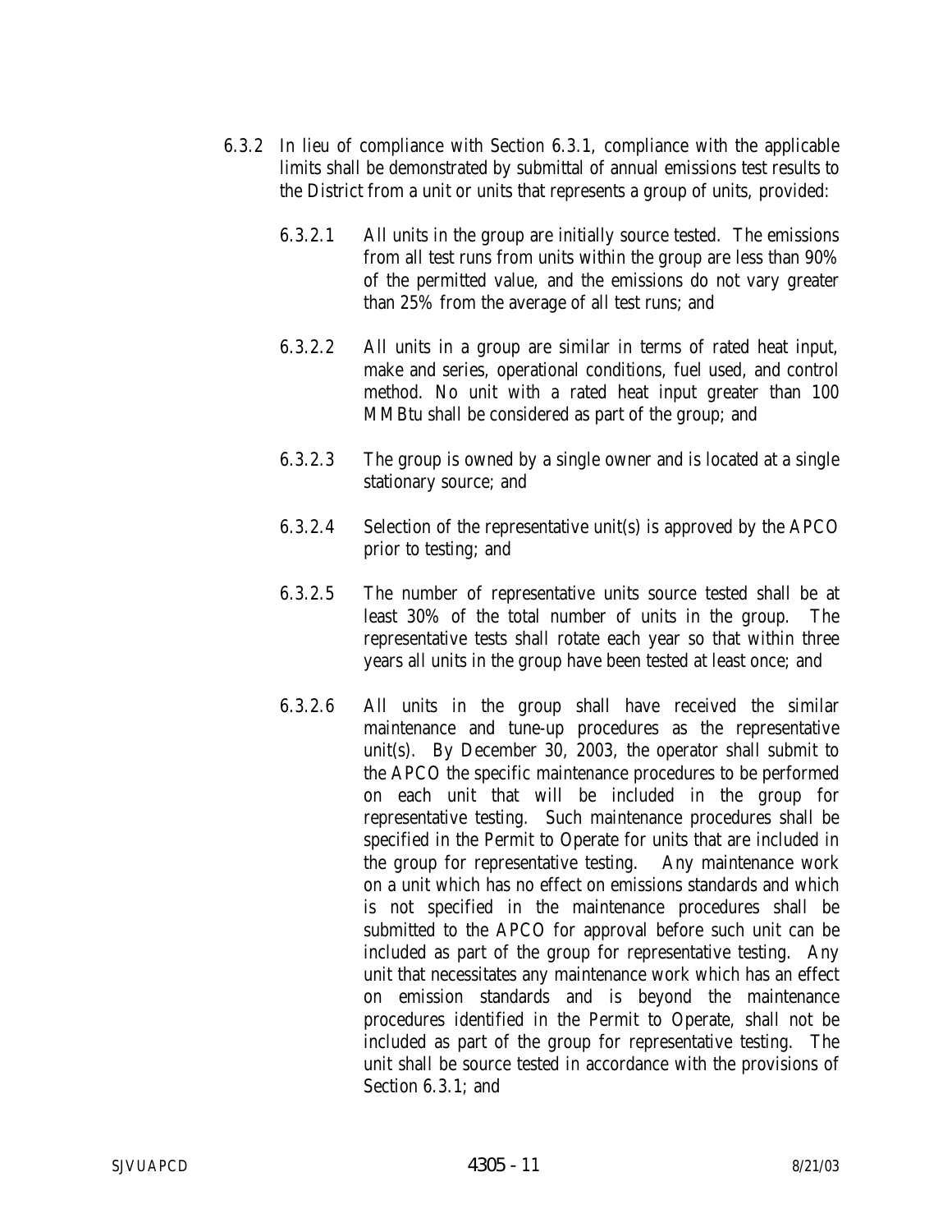6.3.2 In lieu of compliance with Section 6.3.1, compliance with the applicable limits shall be demonstrated by submittal of annual emissions test results to the District from a unit or units that represents a group of units, provided:

6.3.2.1 All units in the group are initially source tested. The emissions from all test runs from units within the group are less than 90% of the permitted value, and the emissions do not vary greater than 25% from the average of all test runs; and

6.3.2.2 All units in a group are similar in terms of rated heat input, make and series, operational conditions, fuel used, and control method. No unit with a rated heat input greater than 100 MMBtu shall be considered as part of the group; and

6.3.2.3 The group is owned by a single owner and is located at a single stationary source; and

6.3.2.4 Selection of the representative unit(s) is approved by the APCO prior to testing; and

6.3.2.5 The number of representative units source tested shall be at least 30% of the total number of units in the group. The representative tests shall rotate each year so that within three years all units in the group have been tested at least once; and

6.3.2.6 All units in the group shall have received the similar maintenance and tune-up procedures as the representative unit(s). By December 30, 2003, the operator shall submit to the APCO the specific maintenance procedures to be performed on each unit that will be included in the group for representative testing. Such maintenance procedures shall be specified in the Permit to Operate for units that are included in the group for representative testing. Any maintenance work on a unit which has no effect on emissions standards and which is not specified in the maintenance procedures shall be submitted to the APCO for approval before such unit can be included as part of the group for representative testing. Any unit that necessitates any maintenance work which has an effect on emission standards and is beyond the maintenance procedures identified in the Permit to Operate, shall not be included as part of the group for representative testing. The unit shall be source tested in accordance with the provisions of Section 6.3.1; and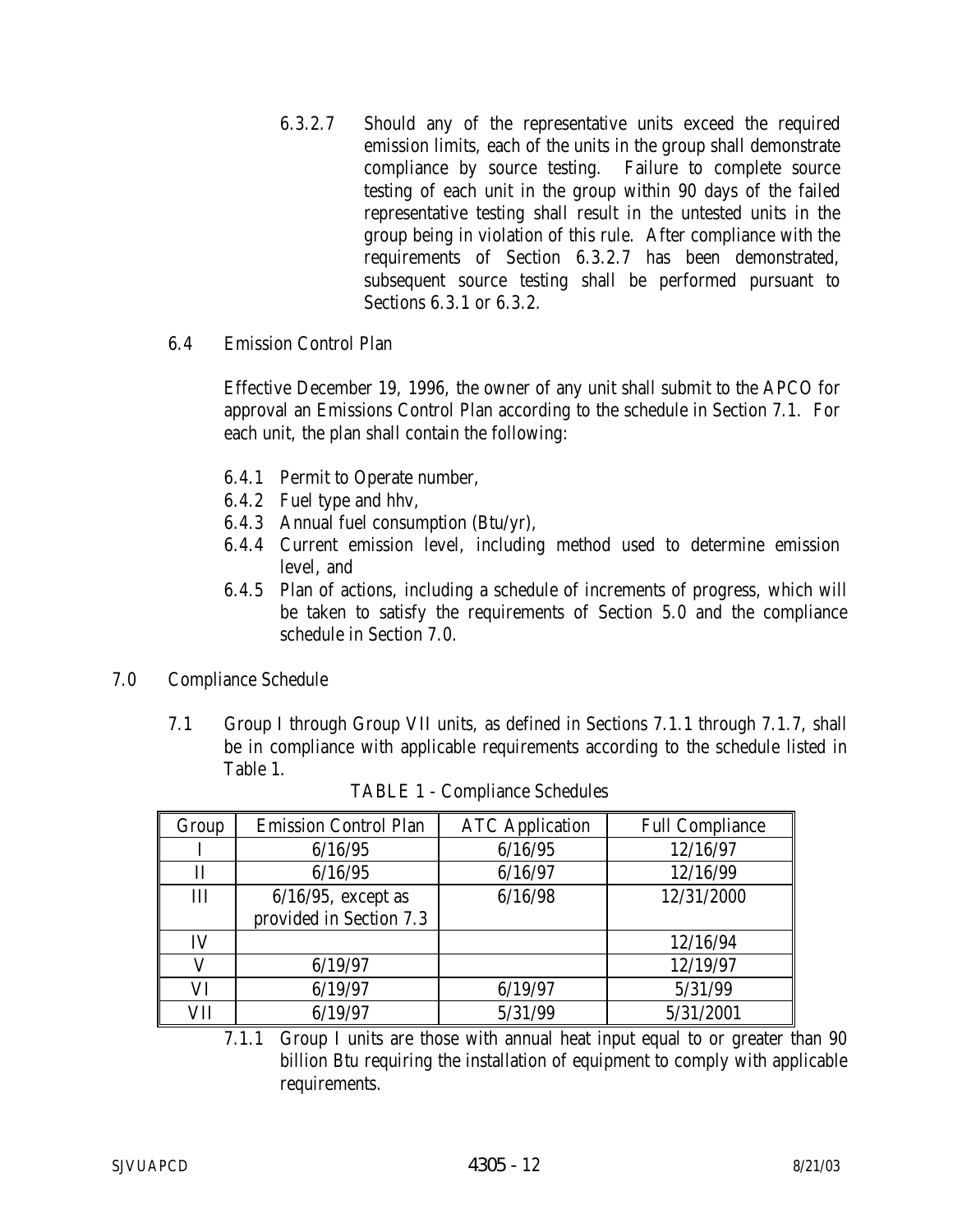6.3.2.7 Should any of the representative units exceed the required emission limits, each of the units in the group shall demonstrate compliance by source testing. Failure to complete source testing of each unit in the group within 90 days of the failed representative testing shall result in the untested units in the group being in violation of this rule. After compliance with the requirements of Section 6.3.2.7 has been demonstrated, subsequent source testing shall be performed pursuant to Sections 6.3.1 or 6.3.2.

6.4 Emission Control Plan

Effective December 19, 1996, the owner of any unit shall submit to the APCO for approval an Emissions Control Plan according to the schedule in Section 7.1. For each unit, the plan shall contain the following:

6.4.1 Permit to Operate number,

6.4.2 Fuel type and hhv,

6.4.3 Annual fuel consumption (Btu/yr),

6.4.4 Current emission level, including method used to determine emission level, and

6.4.5 Plan of actions, including a schedule of increments of progress, which will be taken to satisfy the requirements of Section 5.0 and the compliance schedule in Section 7.0.

## 7.0 Compliance Schedule

7.1 Group I through Group VII units, as defined in Sections 7.1.1 through 7.1.7, shall be in compliance with applicable requirements according to the schedule listed in Table 1.

TABLE 1 - Compliance Schedules

| Group | Emission Control Plan | ATC Application | Full Compliance |
|---|---|---|---|
| I | 6/16/95 | 6/16/95 | 12/16/97 |
| II | 6/16/95 | 6/16/97 | 12/16/99 |
| III | 6/16/95, except as provided in Section 7.3 | 6/16/98 | 12/31/2000 |
| IV | | | 12/16/94 |
| V | 6/19/97 | | 12/19/97 |
| VI | 6/19/97 | 6/19/97 | 5/31/99 |
| VII | 6/19/97 | 5/31/99 | 5/31/2001 |

7.1.1 Group I units are those with annual heat input equal to or greater than 90 billion Btu requiring the installation of equipment to comply with applicable requirements.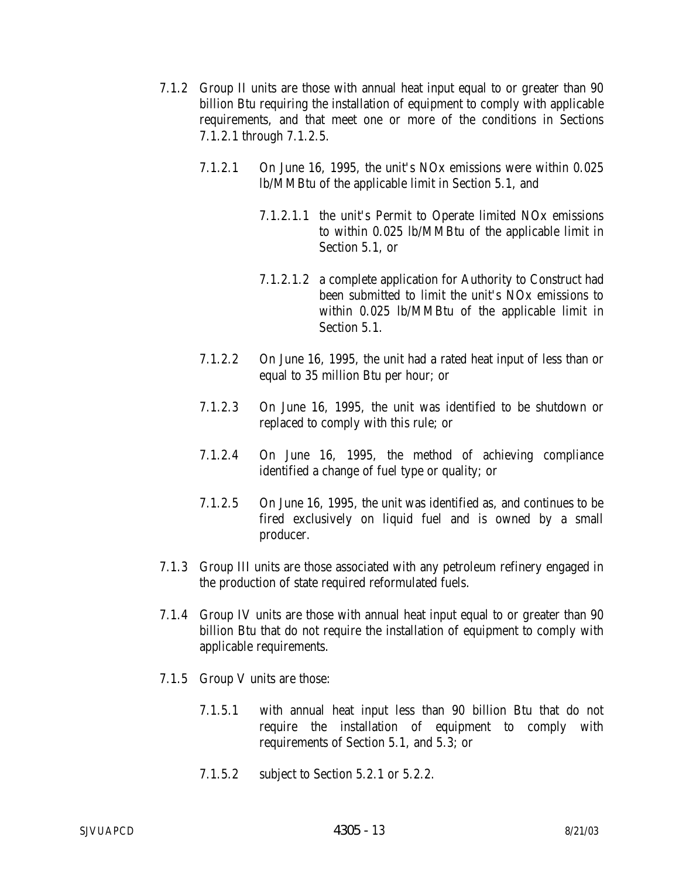7.1.2 Group II units are those with annual heat input equal to or greater than 90 billion Btu requiring the installation of equipment to comply with applicable requirements, and that meet one or more of the conditions in Sections 7.1.2.1 through 7.1.2.5.

7.1.2.1 On June 16, 1995, the unit's NOx emissions were within 0.025 lb/MMBtu of the applicable limit in Section 5.1, and

7.1.2.1.1 the unit's Permit to Operate limited NOx emissions to within 0.025 lb/MMBtu of the applicable limit in Section 5.1, or

7.1.2.1.2 a complete application for Authority to Construct had been submitted to limit the unit's NOx emissions to within 0.025 lb/MMBtu of the applicable limit in Section 5.1.

7.1.2.2 On June 16, 1995, the unit had a rated heat input of less than or equal to 35 million Btu per hour; or

7.1.2.3 On June 16, 1995, the unit was identified to be shutdown or replaced to comply with this rule; or

7.1.2.4 On June 16, 1995, the method of achieving compliance identified a change of fuel type or quality; or

7.1.2.5 On June 16, 1995, the unit was identified as, and continues to be fired exclusively on liquid fuel and is owned by a small producer.

7.1.3 Group III units are those associated with any petroleum refinery engaged in the production of state required reformulated fuels.

7.1.4 Group IV units are those with annual heat input equal to or greater than 90 billion Btu that do not require the installation of equipment to comply with applicable requirements.

7.1.5 Group V units are those:

7.1.5.1 with annual heat input less than 90 billion Btu that do not require the installation of equipment to comply with requirements of Section 5.1, and 5.3; or

7.1.5.2 subject to Section 5.2.1 or 5.2.2.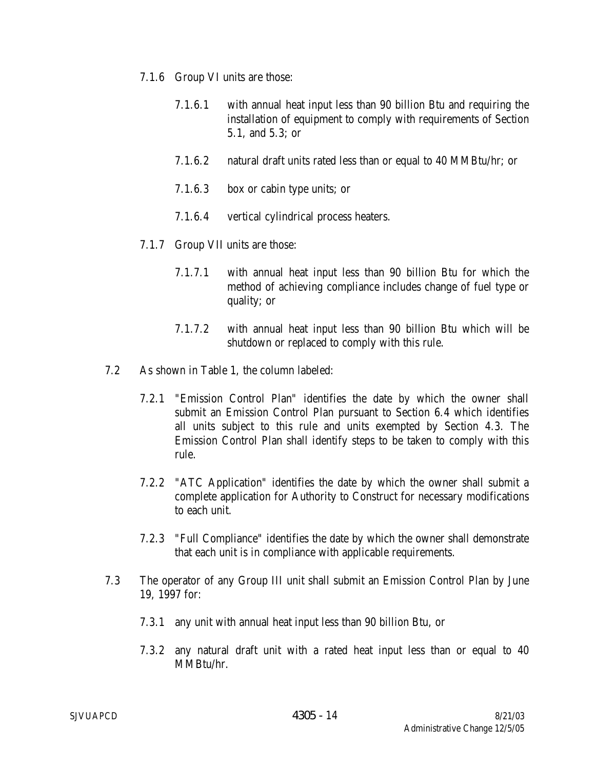7.1.6 Group VI units are those:

7.1.6.1 with annual heat input less than 90 billion Btu and requiring the installation of equipment to comply with requirements of Section 5.1, and 5.3; or

7.1.6.2 natural draft units rated less than or equal to 40 MMBtu/hr; or

7.1.6.3 box or cabin type units; or

7.1.6.4 vertical cylindrical process heaters.

7.1.7 Group VII units are those:

7.1.7.1 with annual heat input less than 90 billion Btu for which the method of achieving compliance includes change of fuel type or quality; or

7.1.7.2 with annual heat input less than 90 billion Btu which will be shutdown or replaced to comply with this rule.

7.2 As shown in Table 1, the column labeled:

7.2.1 "Emission Control Plan" identifies the date by which the owner shall submit an Emission Control Plan pursuant to Section 6.4 which identifies all units subject to this rule and units exempted by Section 4.3. The Emission Control Plan shall identify steps to be taken to comply with this rule.

7.2.2 "ATC Application" identifies the date by which the owner shall submit a complete application for Authority to Construct for necessary modifications to each unit.

7.2.3 "Full Compliance" identifies the date by which the owner shall demonstrate that each unit is in compliance with applicable requirements.

7.3 The operator of any Group III unit shall submit an Emission Control Plan by June 19, 1997 for:

7.3.1 any unit with annual heat input less than 90 billion Btu, or

7.3.2 any natural draft unit with a rated heat input less than or equal to 40 MMBtu/hr.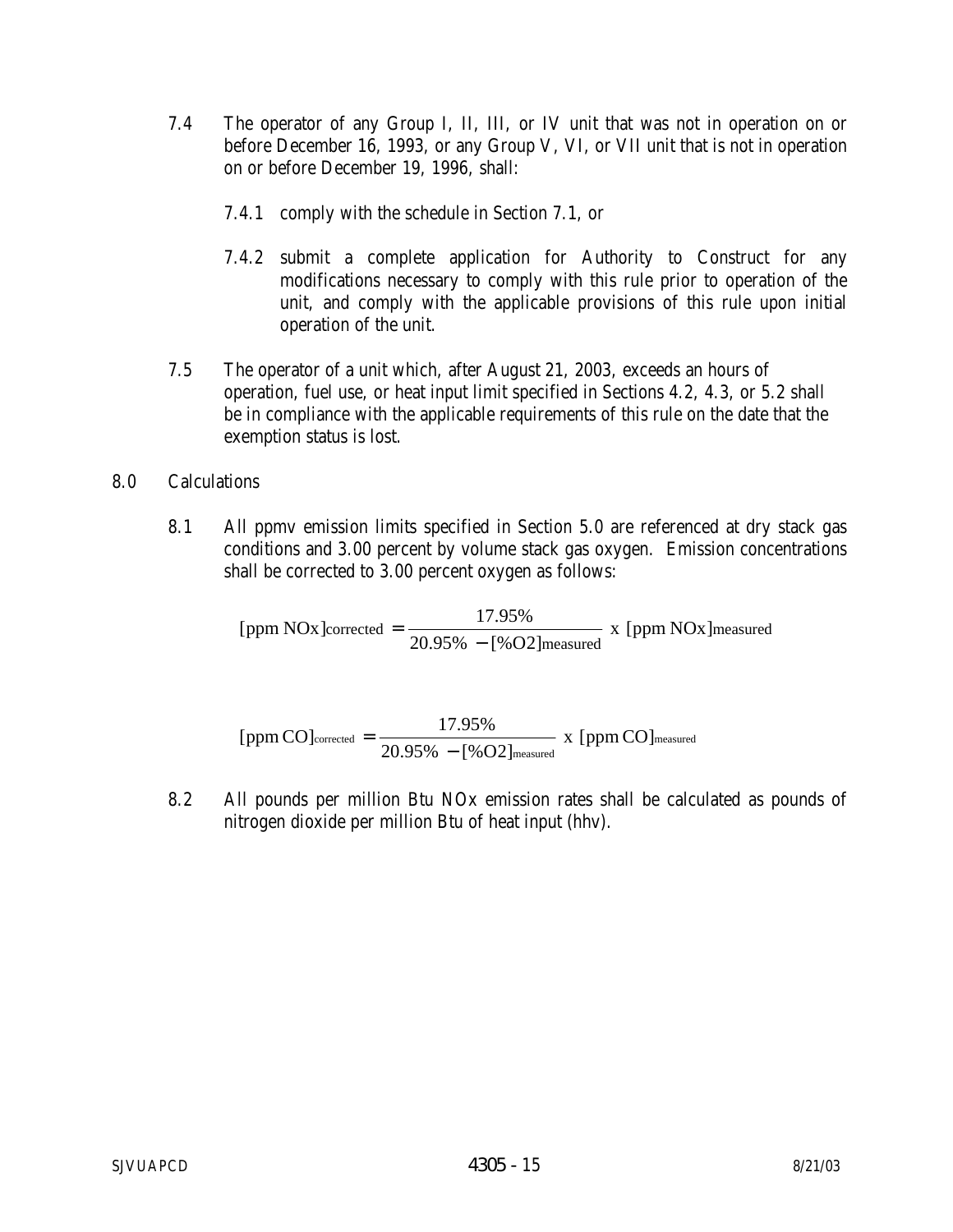7.4 The operator of any Group I, II, III, or IV unit that was not in operation on or before December 16, 1993, or any Group V, VI, or VII unit that is not in operation on or before December 19, 1996, shall:

7.4.1 comply with the schedule in Section 7.1, or

7.4.2 submit a complete application for Authority to Construct for any modifications necessary to comply with this rule prior to operation of the unit, and comply with the applicable provisions of this rule upon initial operation of the unit.

7.5 The operator of a unit which, after August 21, 2003, exceeds an hours of operation, fuel use, or heat input limit specified in Sections 4.2, 4.3, or 5.2 shall be in compliance with the applicable requirements of this rule on the date that the exemption status is lost.

## 8.0 Calculations

8.1 All ppmv emission limits specified in Section 5.0 are referenced at dry stack gas conditions and 3.00 percent by volume stack gas oxygen. Emission concentrations shall be corrected to 3.00 percent oxygen as follows:

$$[\text{ppm NOx}]_{\text{corrected}} = \frac{17.95\%}{20.95\% - [\%\text{O2}]_{\text{measured}}} \text{ x } [\text{ppm NOx}]_{\text{measured}}$$

$$[\text{ppm CO}]_{\text{corrected}} = \frac{17.95\%}{20.95\% - [\%\text{O2}]_{\text{measured}}} \text{ x } [\text{ppm CO}]_{\text{measured}}$$

8.2 All pounds per million Btu NOx emission rates shall be calculated as pounds of nitrogen dioxide per million Btu of heat input (hhv).